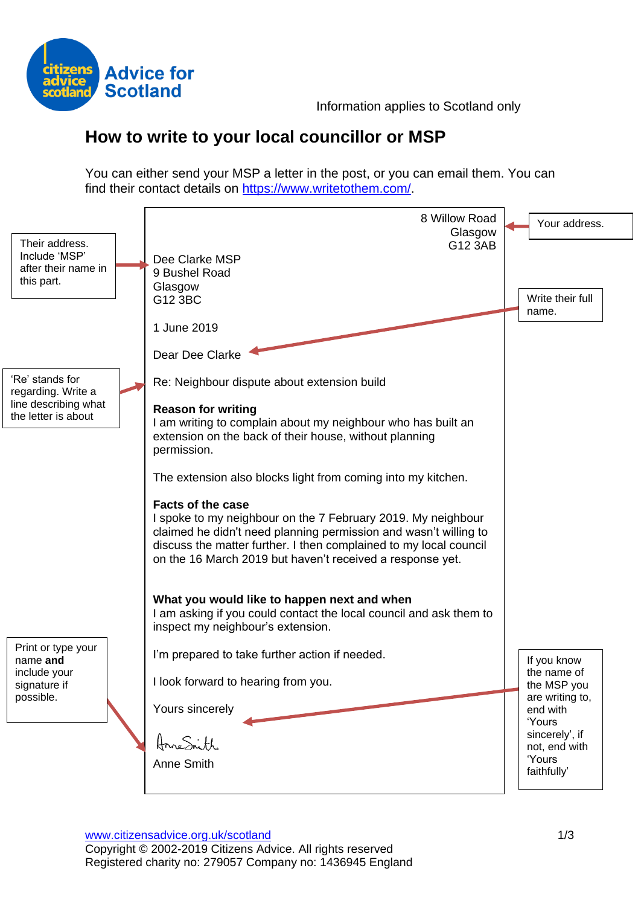Citizens Advice Scotland — Advice for Scotland

Information applies to Scotland only

# How to write to your local councillor or MSP

You can either send your MSP a letter in the post, or you can email them. You can find their contact details on [https://www.writetothem.com/](https://www.writetothem.com/).

> Your address.

8 Willow Road
Glasgow
G12 3AB

> Their address. Include 'MSP' after their name in this part.

Dee Clarke MSP
9 Bushel Road
Glasgow
G12 3BC

1 June 2019

> Write their full name.

Dear Dee Clarke

> 'Re' stands for regarding. Write a line describing what the letter is about

Re: Neighbour dispute about extension build

**Reason for writing**
I am writing to complain about my neighbour who has built an extension on the back of their house, without planning permission.

The extension also blocks light from coming into my kitchen.

**Facts of the case**
I spoke to my neighbour on the 7 February 2019. My neighbour claimed he didn't need planning permission and wasn't willing to discuss the matter further. I then complained to my local council on the 16 March 2019 but haven't received a response yet.

**What you would like to happen next and when**
I am asking if you could contact the local council and ask them to inspect my neighbour's extension.

I'm prepared to take further action if needed.

I look forward to hearing from you.

> If you know the name of the MSP you are writing to, end with 'Yours sincerely', if not, end with 'Yours faithfully'

Yours sincerely

> Print or type your name **and** include your signature if possible.

Anne Smith

Anne Smith

[www.citizensadvice.org.uk/scotland](http://www.citizensadvice.org.uk/scotland)
Copyright © 2002-2019 Citizens Advice. All rights reserved
Registered charity no: 279057 Company no: 1436945 England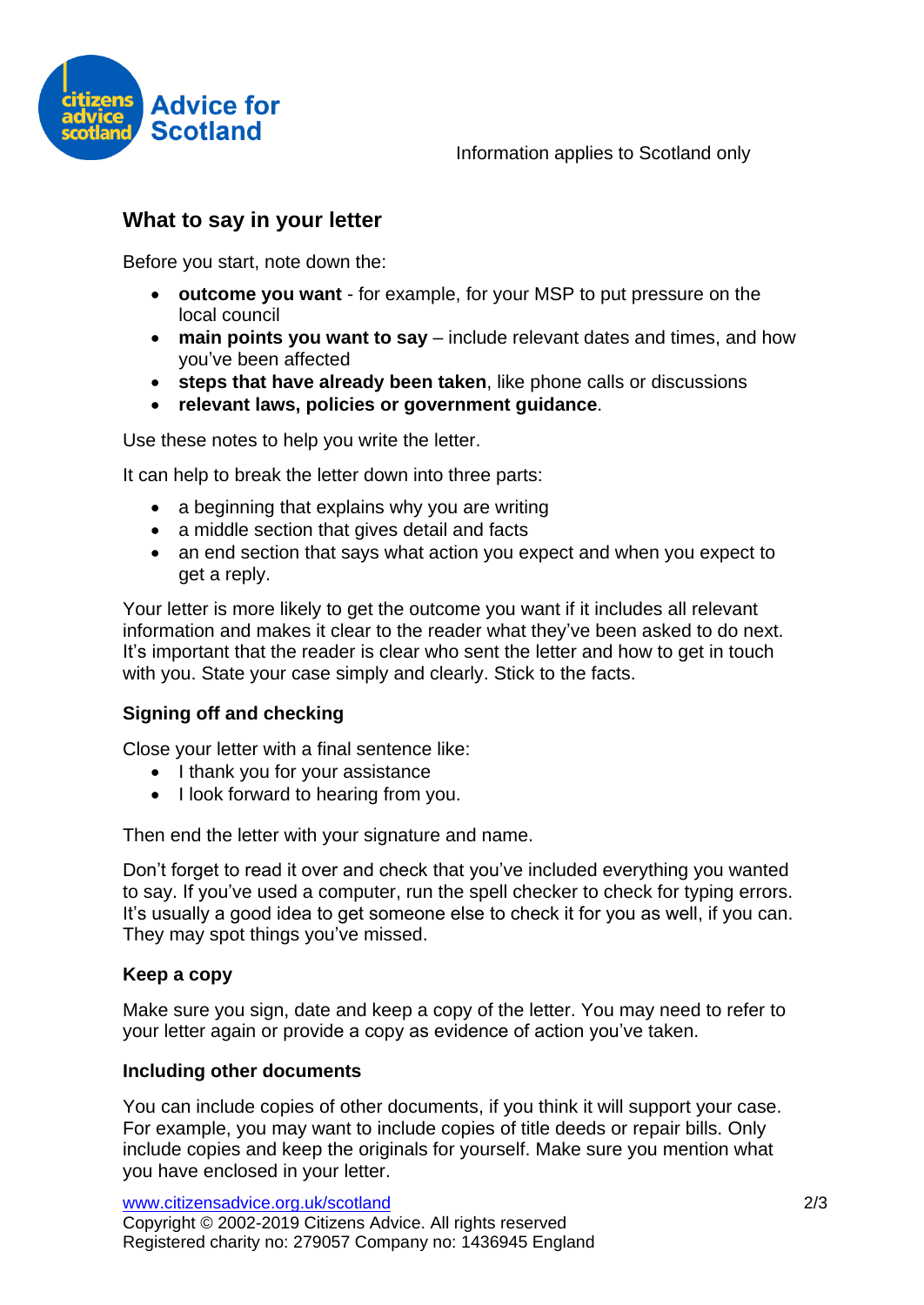Information applies to Scotland only

## What to say in your letter

Before you start, note down the:

- **outcome you want** - for example, for your MSP to put pressure on the local council
- **main points you want to say** – include relevant dates and times, and how you've been affected
- **steps that have already been taken**, like phone calls or discussions
- **relevant laws, policies or government guidance**.

Use these notes to help you write the letter.

It can help to break the letter down into three parts:

- a beginning that explains why you are writing
- a middle section that gives detail and facts
- an end section that says what action you expect and when you expect to get a reply.

Your letter is more likely to get the outcome you want if it includes all relevant information and makes it clear to the reader what they've been asked to do next. It's important that the reader is clear who sent the letter and how to get in touch with you. State your case simply and clearly. Stick to the facts.

### Signing off and checking

Close your letter with a final sentence like:

- I thank you for your assistance
- I look forward to hearing from you.

Then end the letter with your signature and name.

Don't forget to read it over and check that you've included everything you wanted to say. If you've used a computer, run the spell checker to check for typing errors. It's usually a good idea to get someone else to check it for you as well, if you can. They may spot things you've missed.

### Keep a copy

Make sure you sign, date and keep a copy of the letter. You may need to refer to your letter again or provide a copy as evidence of action you've taken.

### Including other documents

You can include copies of other documents, if you think it will support your case. For example, you may want to include copies of title deeds or repair bills. Only include copies and keep the originals for yourself. Make sure you mention what you have enclosed in your letter.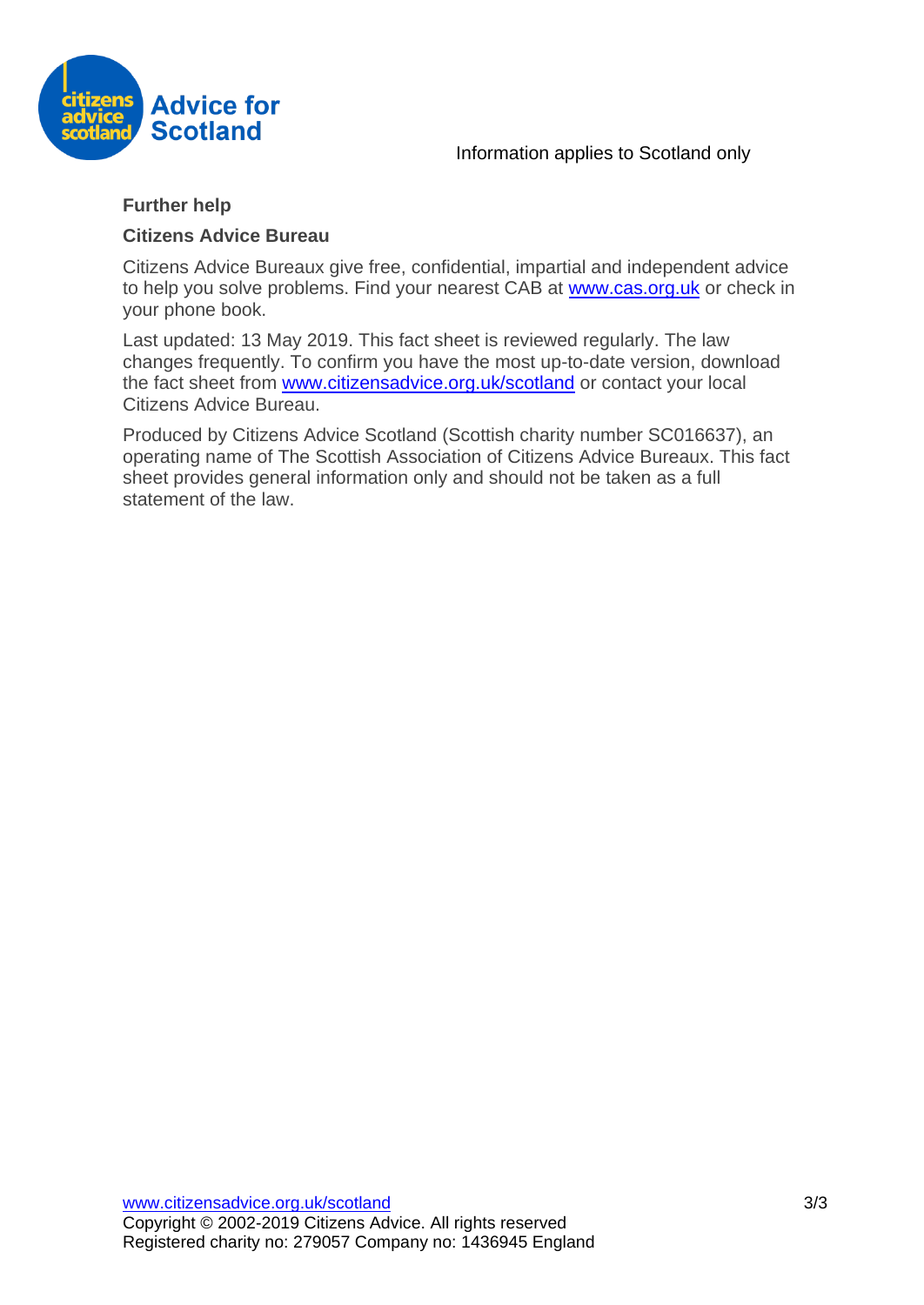Information applies to Scotland only

**Further help**

**Citizens Advice Bureau**

Citizens Advice Bureaux give free, confidential, impartial and independent advice to help you solve problems. Find your nearest CAB at www.cas.org.uk or check in your phone book.

Last updated: 13 May 2019. This fact sheet is reviewed regularly. The law changes frequently. To confirm you have the most up-to-date version, download the fact sheet from www.citizensadvice.org.uk/scotland or contact your local Citizens Advice Bureau.

Produced by Citizens Advice Scotland (Scottish charity number SC016637), an operating name of The Scottish Association of Citizens Advice Bureaux. This fact sheet provides general information only and should not be taken as a full statement of the law.